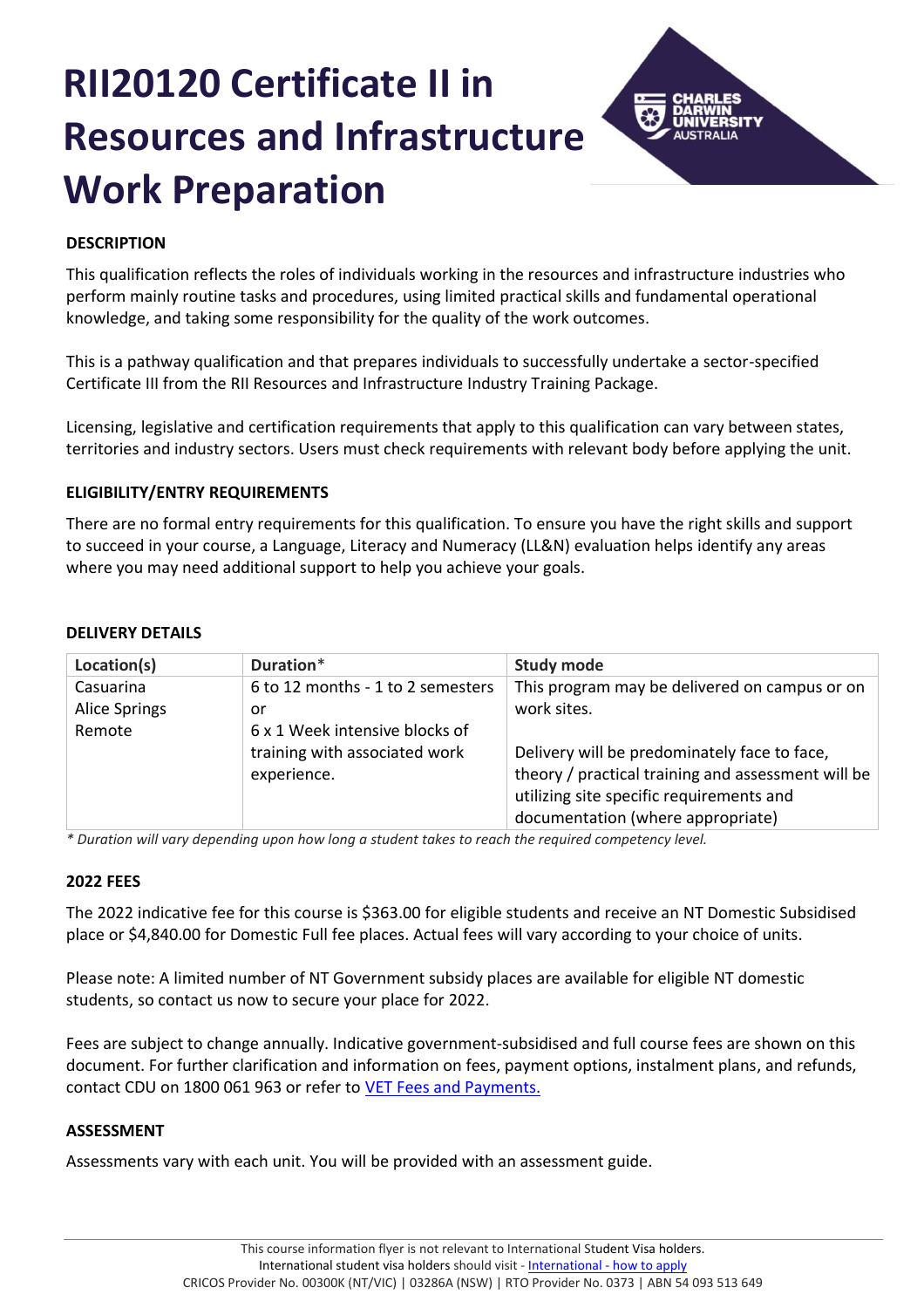# RII20120 Certificate II in Resources and Infrastructure Work Preparation

## DESCRIPTION

This qualification reflects the roles of individuals working in the resources and infrastructure industries who perform mainly routine tasks and procedures, using limited practical skills and fundamental operational knowledge, and taking some responsibility for the quality of the work outcomes.

This is a pathway qualification and that prepares individuals to successfully undertake a sector-specified Certificate III from the RII Resources and Infrastructure Industry Training Package.

Licensing, legislative and certification requirements that apply to this qualification can vary between states, territories and industry sectors. Users must check requirements with relevant body before applying the unit.

## ELIGIBILITY/ENTRY REQUIREMENTS

There are no formal entry requirements for this qualification. To ensure you have the right skills and support to succeed in your course, a Language, Literacy and Numeracy (LL&N) evaluation helps identify any areas where you may need additional support to help you achieve your goals.

## DELIVERY DETAILS

| Location(s) | Duration* | Study mode |
|---|---|---|
| Casuarina<br>Alice Springs<br>Remote | 6 to 12 months - 1 to 2 semesters<br>or<br>6 x 1 Week intensive blocks of training with associated work experience. | This program may be delivered on campus or on work sites.<br><br>Delivery will be predominately face to face, theory / practical training and assessment will be utilizing site specific requirements and documentation (where appropriate) |

*\* Duration will vary depending upon how long a student takes to reach the required competency level.*

## 2022 FEES

The 2022 indicative fee for this course is $363.00 for eligible students and receive an NT Domestic Subsidised place or $4,840.00 for Domestic Full fee places. Actual fees will vary according to your choice of units.

Please note: A limited number of NT Government subsidy places are available for eligible NT domestic students, so contact us now to secure your place for 2022.

Fees are subject to change annually. Indicative government-subsidised and full course fees are shown on this document. For further clarification and information on fees, payment options, instalment plans, and refunds, contact CDU on 1800 061 963 or refer to [VET Fees and Payments.]()

## ASSESSMENT

Assessments vary with each unit. You will be provided with an assessment guide.

This course information flyer is not relevant to International Student Visa holders.
International student visa holders should visit - [International - how to apply]()
CRICOS Provider No. 00300K (NT/VIC) | 03286A (NSW) | RTO Provider No. 0373 | ABN 54 093 513 649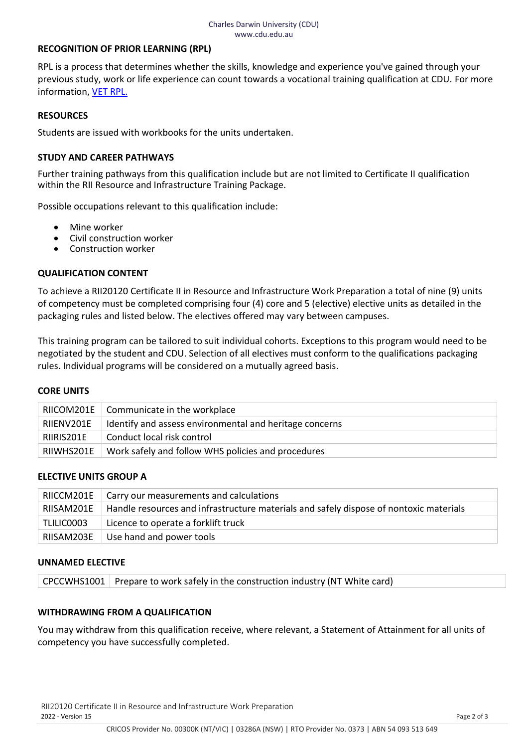## RECOGNITION OF PRIOR LEARNING (RPL)

RPL is a process that determines whether the skills, knowledge and experience you've gained through your previous study, work or life experience can count towards a vocational training qualification at CDU. For more information, VET RPL.

## RESOURCES

Students are issued with workbooks for the units undertaken.

## STUDY AND CAREER PATHWAYS

Further training pathways from this qualification include but are not limited to Certificate II qualification within the RII Resource and Infrastructure Training Package.

Possible occupations relevant to this qualification include:

- Mine worker
- Civil construction worker
- Construction worker

## QUALIFICATION CONTENT

To achieve a RII20120 Certificate II in Resource and Infrastructure Work Preparation a total of nine (9) units of competency must be completed comprising four (4) core and 5 (elective) elective units as detailed in the packaging rules and listed below. The electives offered may vary between campuses.

This training program can be tailored to suit individual cohorts. Exceptions to this program would need to be negotiated by the student and CDU. Selection of all electives must conform to the qualifications packaging rules. Individual programs will be considered on a mutually agreed basis.

## CORE UNITS

| | |
|---|---|
| RIICOM201E | Communicate in the workplace |
| RIIENV201E | Identify and assess environmental and heritage concerns |
| RIIRIS201E | Conduct local risk control |
| RIIWHS201E | Work safely and follow WHS policies and procedures |

## ELECTIVE UNITS GROUP A

| | |
|---|---|
| RIICCM201E | Carry our measurements and calculations |
| RIISAM201E | Handle resources and infrastructure materials and safely dispose of nontoxic materials |
| TLILIC0003 | Licence to operate a forklift truck |
| RIISAM203E | Use hand and power tools |

## UNNAMED ELECTIVE

| | |
|---|---|
| CPCCWHS1001 | Prepare to work safely in the construction industry (NT White card) |

## WITHDRAWING FROM A QUALIFICATION

You may withdraw from this qualification receive, where relevant, a Statement of Attainment for all units of competency you have successfully completed.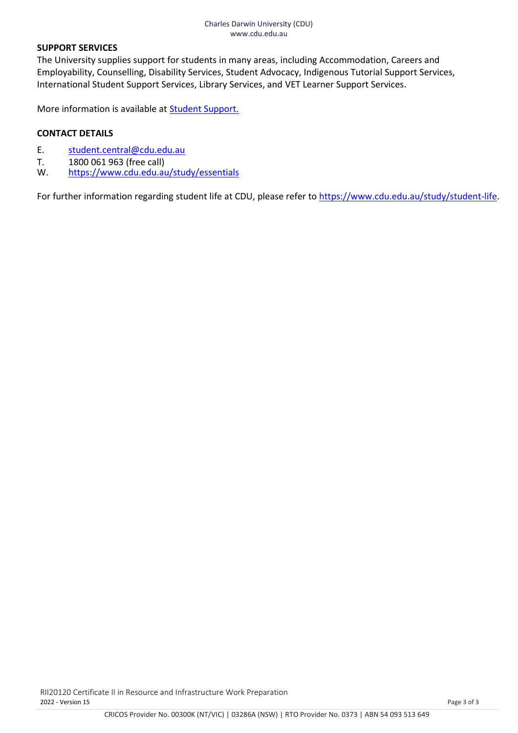## SUPPORT SERVICES

The University supplies support for students in many areas, including Accommodation, Careers and Employability, Counselling, Disability Services, Student Advocacy, Indigenous Tutorial Support Services, International Student Support Services, Library Services, and VET Learner Support Services.

More information is available at Student Support.

## CONTACT DETAILS

E. student.central@cdu.edu.au
T. 1800 061 963 (free call)
W. https://www.cdu.edu.au/study/essentials

For further information regarding student life at CDU, please refer to https://www.cdu.edu.au/study/student-life.